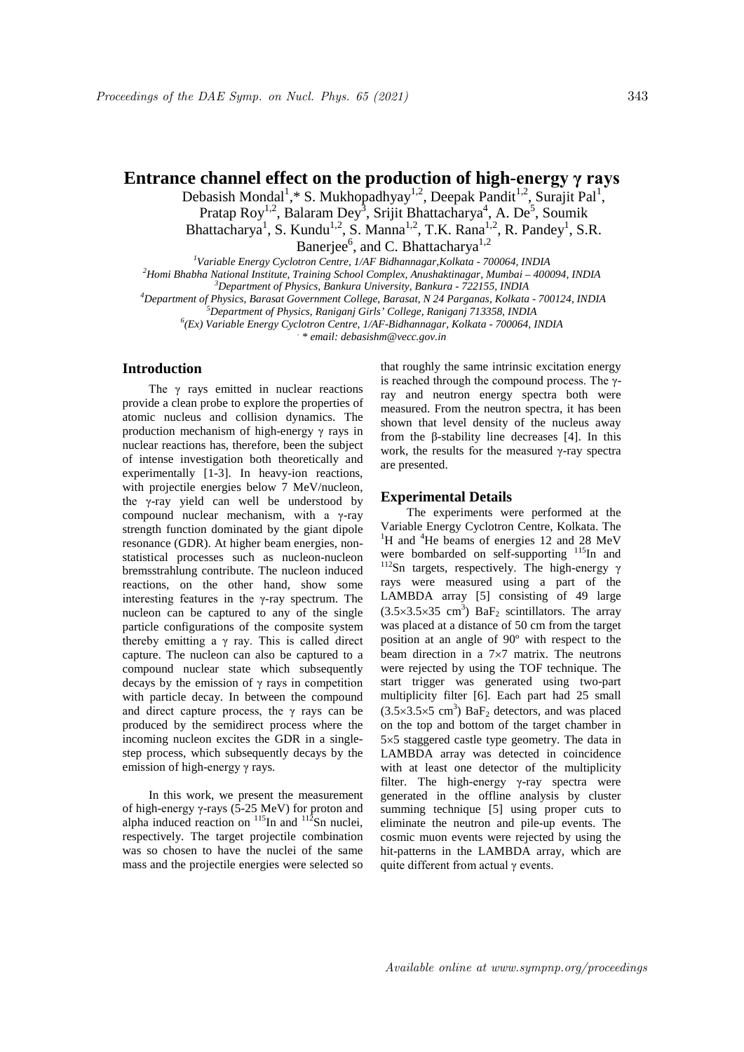# Entrance channel effect on the production of high-energy γ rays

Debasish Mondal[1],* S. Mukhopadhyay[1,2], Deepak Pandit[1,2], Surajit Pal[1], Pratap Roy[1,2], Balaram Dey[3], Srijit Bhattacharya[4], A. De[5], Soumik Bhattacharya[1], S. Kundu[1,2], S. Manna[1,2], T.K. Rana[1,2], R. Pandey[1], S.R. Banerjee[6], and C. Bhattacharya[1,2]

[1]*Variable Energy Cyclotron Centre, 1/AF Bidhannagar,Kolkata - 700064, INDIA*
[2]*Homi Bhabha National Institute, Training School Complex, Anushaktinagar, Mumbai – 400094, INDIA*
[3]*Department of Physics, Bankura University, Bankura - 722155, INDIA*
[4]*Department of Physics, Barasat Government College, Barasat, N 24 Parganas, Kolkata - 700124, INDIA*
[5]*Department of Physics, Raniganj Girls' College, Raniganj 713358, INDIA*
[6]*(Ex) Variable Energy Cyclotron Centre, 1/AF-Bidhannagar, Kolkata - 700064, INDIA*
*\* email: debasishm@vecc.gov.in*

## Introduction

The γ rays emitted in nuclear reactions provide a clean probe to explore the properties of atomic nucleus and collision dynamics. The production mechanism of high-energy γ rays in nuclear reactions has, therefore, been the subject of intense investigation both theoretically and experimentally [1-3]. In heavy-ion reactions, with projectile energies below 7 MeV/nucleon, the γ-ray yield can well be understood by compound nuclear mechanism, with a γ-ray strength function dominated by the giant dipole resonance (GDR). At higher beam energies, non-statistical processes such as nucleon-nucleon bremsstrahlung contribute. The nucleon induced reactions, on the other hand, show some interesting features in the γ-ray spectrum. The nucleon can be captured to any of the single particle configurations of the composite system thereby emitting a γ ray. This is called direct capture. The nucleon can also be captured to a compound nuclear state which subsequently decays by the emission of γ rays in competition with particle decay. In between the compound and direct capture process, the γ rays can be produced by the semidirect process where the incoming nucleon excites the GDR in a single-step process, which subsequently decays by the emission of high-energy γ rays.

In this work, we present the measurement of high-energy γ-rays (5-25 MeV) for proton and alpha induced reaction on $^{115}$In and $^{112}$Sn nuclei, respectively. The target projectile combination was so chosen to have the nuclei of the same mass and the projectile energies were selected so that roughly the same intrinsic excitation energy is reached through the compound process. The γ-ray and neutron energy spectra both were measured. From the neutron spectra, it has been shown that level density of the nucleus away from the β-stability line decreases [4]. In this work, the results for the measured γ-ray spectra are presented.

## Experimental Details

The experiments were performed at the Variable Energy Cyclotron Centre, Kolkata. The $^{1}$H and $^{4}$He beams of energies 12 and 28 MeV were bombarded on self-supporting $^{115}$In and $^{112}$Sn targets, respectively. The high-energy γ rays were measured using a part of the LAMBDA array [5] consisting of 49 large ($3.5\times3.5\times35$ cm$^3$) $BaF_2$ scintillators. The array was placed at a distance of 50 cm from the target position at an angle of 90º with respect to the beam direction in a 7×7 matrix. The neutrons were rejected by using the TOF technique. The start trigger was generated using two-part multiplicity filter [6]. Each part had 25 small ($3.5\times3.5\times5$ cm$^3$) $BaF_2$ detectors, and was placed on the top and bottom of the target chamber in 5×5 staggered castle type geometry. The data in LAMBDA array was detected in coincidence with at least one detector of the multiplicity filter. The high-energy γ-ray spectra were generated in the offline analysis by cluster summing technique [5] using proper cuts to eliminate the neutron and pile-up events. The cosmic muon events were rejected by using the hit-patterns in the LAMBDA array, which are quite different from actual γ events.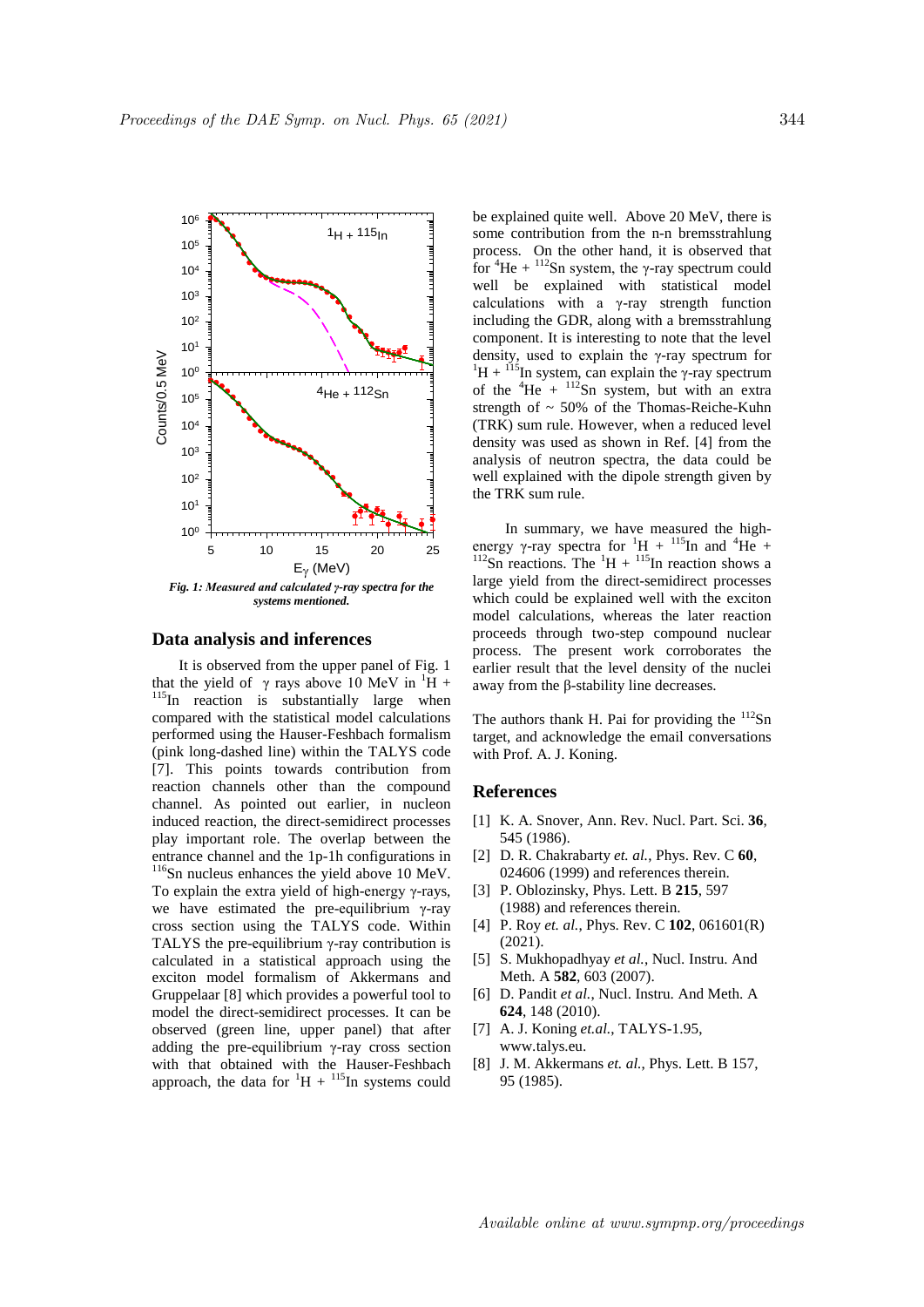$10^6$
$10^5$
$10^4$
$10^3$
$10^2$
$10^1$
$10^0$
$10^5$
$10^4$
$10^3$
$10^2$
$10^1$
$10^0$
Counts/0.5 MeV
$^1H + {}^{115}In$
$^4He + {}^{112}Sn$
5 10 15 20 25
$E_\gamma$ (MeV)

***Fig. 1: Measured and calculated γ-ray spectra for the systems mentioned.***

## Data analysis and inferences

It is observed from the upper panel of Fig. 1 that the yield of γ rays above 10 MeV in $^1H$ + $^{115}In$ reaction is substantially large when compared with the statistical model calculations performed using the Hauser-Feshbach formalism (pink long-dashed line) within the TALYS code [7]. This points towards contribution from reaction channels other than the compound channel. As pointed out earlier, in nucleon induced reaction, the direct-semidirect processes play important role. The overlap between the entrance channel and the 1p-1h configurations in $^{116}Sn$ nucleus enhances the yield above 10 MeV. To explain the extra yield of high-energy γ-rays, we have estimated the pre-equilibrium γ-ray cross section using the TALYS code. Within TALYS the pre-equilibrium γ-ray contribution is calculated in a statistical approach using the exciton model formalism of Akkermans and Gruppelaar [8] which provides a powerful tool to model the direct-semidirect processes. It can be observed (green line, upper panel) that after adding the pre-equilibrium γ-ray cross section with that obtained with the Hauser-Feshbach approach, the data for $^1H$ + $^{115}In$ systems could be explained quite well. Above 20 MeV, there is some contribution from the n-n bremsstrahlung process. On the other hand, it is observed that for $^4He$ + $^{112}Sn$ system, the γ-ray spectrum could well be explained with statistical model calculations with a γ-ray strength function including the GDR, along with a bremsstrahlung component. It is interesting to note that the level density, used to explain the γ-ray spectrum for $^1H$ + $^{115}In$ system, can explain the γ-ray spectrum of the $^4He$ + $^{112}Sn$ system, but with an extra strength of ~ 50% of the Thomas-Reiche-Kuhn (TRK) sum rule. However, when a reduced level density was used as shown in Ref. [4] from the analysis of neutron spectra, the data could be well explained with the dipole strength given by the TRK sum rule.

In summary, we have measured the high-energy γ-ray spectra for $^1H$ + $^{115}In$ and $^4He$ + $^{112}Sn$ reactions. The $^1H$ + $^{115}In$ reaction shows a large yield from the direct-semidirect processes which could be explained well with the exciton model calculations, whereas the later reaction proceeds through two-step compound nuclear process. The present work corroborates the earlier result that the level density of the nuclei away from the β-stability line decreases.

The authors thank H. Pai for providing the $^{112}Sn$ target, and acknowledge the email conversations with Prof. A. J. Koning.

## References

[1] K. A. Snover, Ann. Rev. Nucl. Part. Sci. **36**, 545 (1986).
[2] D. R. Chakrabarty *et. al.*, Phys. Rev. C **60**, 024606 (1999) and references therein.
[3] P. Oblozinsky, Phys. Lett. B **215**, 597 (1988) and references therein.
[4] P. Roy *et. al.*, Phys. Rev. C **102**, 061601(R) (2021).
[5] S. Mukhopadhyay *et al.*, Nucl. Instru. And Meth. A **582**, 603 (2007).
[6] D. Pandit *et al.*, Nucl. Instru. And Meth. A **624**, 148 (2010).
[7] A. J. Koning *et.al.*, TALYS-1.95, www.talys.eu.
[8] J. M. Akkermans *et. al.*, Phys. Lett. B 157, 95 (1985).